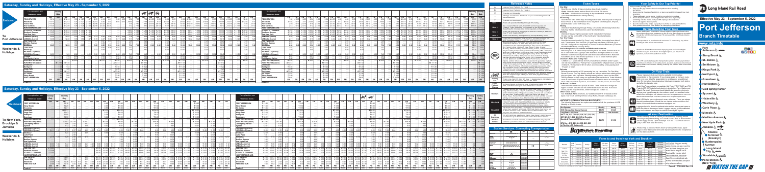# Long Island Rail Road

**Effective May 23 - September 5, 2022**

# Port Jefferson Branch Timetable

**www.mta.info**

- Port Jefferson
- Stony Brook
- St. James
- Smithtown
- Kings Park
- Northport
- Greenlawn
- Huntington
- Cold Spring Harbor
- Syosset
- Hicksville
- Westbury
- Carle Place
- Mineola
- Merillon Avenue
- New Hyde Park
- Jamaica
- Atlantic Terminal (Brooklyn)
- Hunterspoint Avenue
- Long Island City
- Woodside
- Penn Station (New York)

## Saturday, Sunday and Holidays, Effective May 23 - September 5, 2022

**Eastbound** — To Port Jefferson — Weekends & Holidays

## Saturday, Sunday and Holidays, Effective May 23 - September 5, 2022

**Westbound** — To New York, Brooklyn & Jamaica — Weekends & Holidays

## Reference Notes

## Ticket Types

## Your Safety is Our Top Priority

## Before Boarding Your Train

## On Your Train

## At Your Destination

## Fares to and from New York and Brooklyn

## Buy Before Boarding

#WATCH THE GAP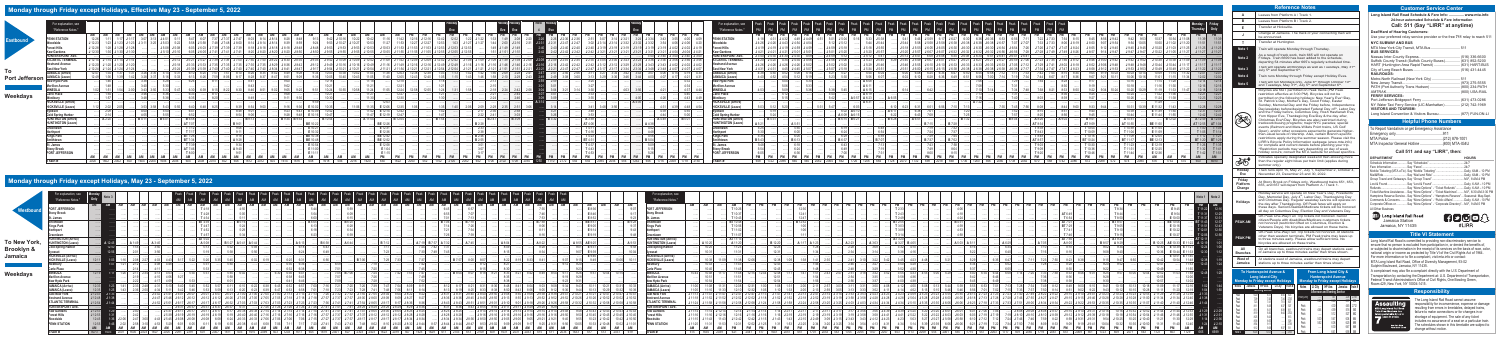# Monday through Friday except Holidays, Effective May 23 - September 5, 2022

## Eastbound

**To Port Jefferson**

**Weekdays**

# Monday through Friday except Holidays, May 23 - September 5, 2022

## Westbound

**To New York, Brooklyn & Jamaica**

**Weekdays**

## Reference Notes

## Customer Service Center

Long Island Rail Road Schedule & Fare Info ... www.mta.info

**Call 511 (Say "LIRR" at anytime)**

## Helpful Phone Numbers

**Call 911 and say "LIRR", then:**

## Title VI Statement

## Responsibility